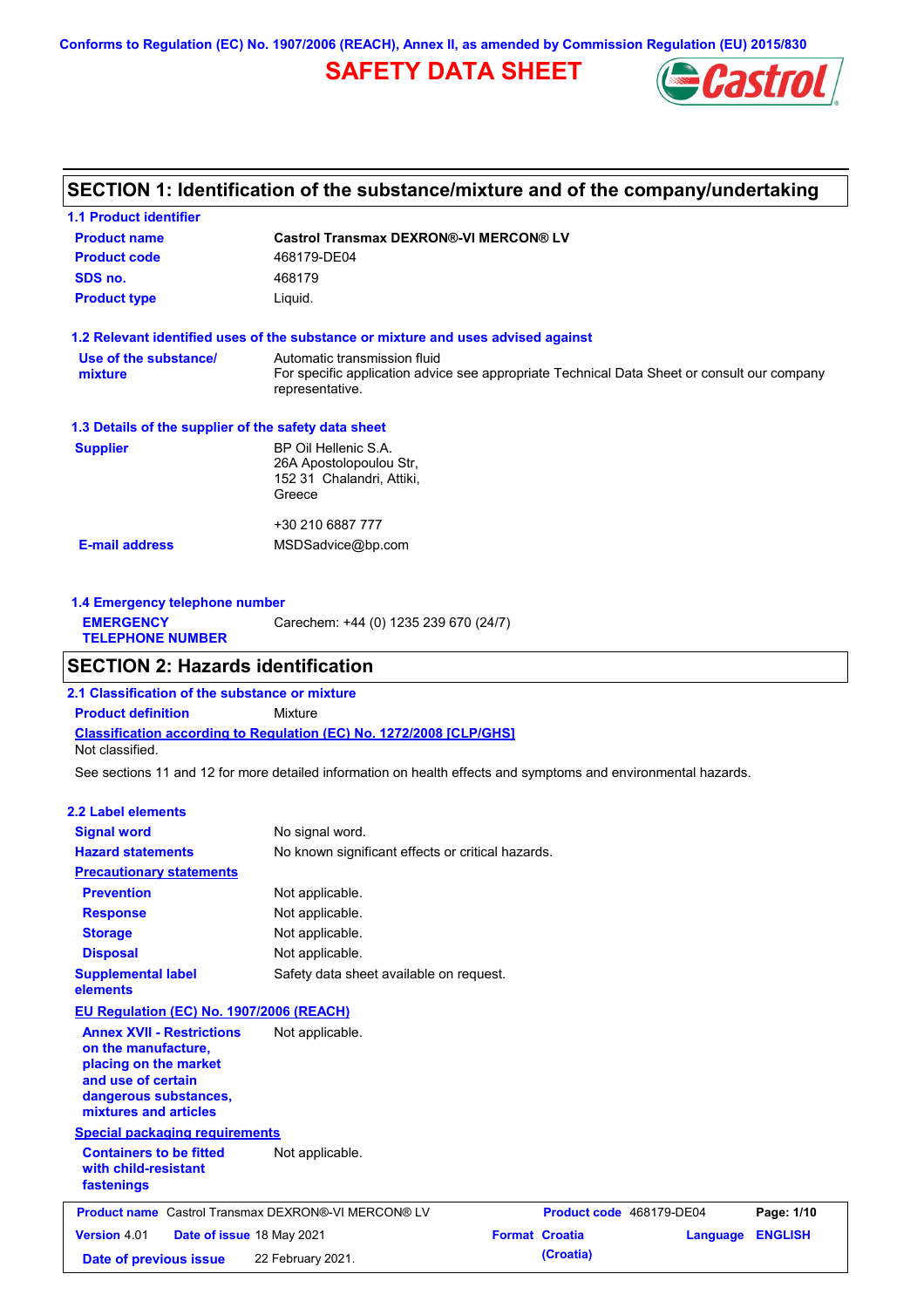Conforms to Regulation (EC) No. 1907/2006 (REACH), Annex II, as amended by Commission Regulation (EU) 2015/830

# SAFETY DATA SHEET

## SECTION 1: Identification of the substance/mixture and of the company/undertaking

### 1.1 Product identifier

**Product name** Castrol Transmax DEXRON®-VI MERCON® LV

**Product code** 468179-DE04

**SDS no.** 468179

**Product type** Liquid.

### 1.2 Relevant identified uses of the substance or mixture and uses advised against

**Use of the substance/ mixture** Automatic transmission fluid
For specific application advice see appropriate Technical Data Sheet or consult our company representative.

### 1.3 Details of the supplier of the safety data sheet

**Supplier** BP Oil Hellenic S.A.
26A Apostolopoulou Str,
152 31 Chalandri, Attiki,
Greece

+30 210 6887 777

**E-mail address** MSDSadvice@bp.com

### 1.4 Emergency telephone number

**EMERGENCY TELEPHONE NUMBER** Carechem: +44 (0) 1235 239 670 (24/7)

## SECTION 2: Hazards identification

### 2.1 Classification of the substance or mixture

**Product definition** Mixture

**Classification according to Regulation (EC) No. 1272/2008 [CLP/GHS]**

Not classified.

See sections 11 and 12 for more detailed information on health effects and symptoms and environmental hazards.

### 2.2 Label elements

**Signal word** No signal word.

**Hazard statements** No known significant effects or critical hazards.

**Precautionary statements**

**Prevention** Not applicable.

**Response** Not applicable.

**Storage** Not applicable.

**Disposal** Not applicable.

**Supplemental label elements** Safety data sheet available on request.

**EU Regulation (EC) No. 1907/2006 (REACH)**

**Annex XVII - Restrictions on the manufacture, placing on the market and use of certain dangerous substances, mixtures and articles** Not applicable.

**Special packaging requirements**

**Containers to be fitted with child-resistant fastenings** Not applicable.

| Product name | Castrol Transmax DEXRON®-VI MERCON® LV | Product code | 468179-DE04 |
|---|---|---|---|
| Version | 4.01 | Date of issue | 18 May 2021 |
| Format | Croatia (Croatia) | Language | ENGLISH |
| Date of previous issue | 22 February 2021. | | |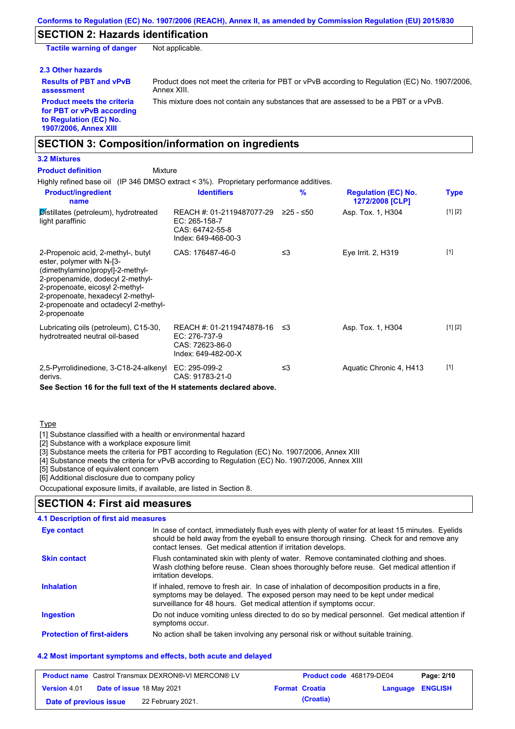## SECTION 2: Hazards identification

| | |
|---|---|
| **Tactile warning of danger** | Not applicable. |

### 2.3 Other hazards

| | |
|---|---|
| **Results of PBT and vPvB assessment** | Product does not meet the criteria for PBT or vPvB according to Regulation (EC) No. 1907/2006, Annex XIII. |
| **Product meets the criteria for PBT or vPvB according to Regulation (EC) No. 1907/2006, Annex XIII** | This mixture does not contain any substances that are assessed to be a PBT or a vPvB. |

## SECTION 3: Composition/information on ingredients

### 3.2 Mixtures

**Product definition** Mixture

Highly refined base oil (IP 346 DMSO extract < 3%). Proprietary performance additives.

| Product/ingredient name | Identifiers | % | Regulation (EC) No. 1272/2008 [CLP] | Type |
|---|---|---|---|---|
| Distillates (petroleum), hydrotreated light paraffinic | REACH #: 01-2119487077-29<br>EC: 265-158-7<br>CAS: 64742-55-8<br>Index: 649-468-00-3 | ≥25 - ≤50 | Asp. Tox. 1, H304 | [1] [2] |
| 2-Propenoic acid, 2-methyl-, butyl ester, polymer with N-[3-(dimethylamino)propyl]-2-methyl-2-propenamide, dodecyl 2-methyl-2-propenoate, eicosyl 2-methyl-2-propenoate, hexadecyl 2-methyl-2-propenoate and octadecyl 2-methyl-2-propenoate | CAS: 176487-46-0 | ≤3 | Eye Irrit. 2, H319 | [1] |
| Lubricating oils (petroleum), C15-30, hydrotreated neutral oil-based | REACH #: 01-2119474878-16<br>EC: 276-737-9<br>CAS: 72623-86-0<br>Index: 649-482-00-X | ≤3 | Asp. Tox. 1, H304 | [1] [2] |
| 2,5-Pyrrolidinedione, 3-C18-24-alkenyl derivs. | EC: 295-099-2<br>CAS: 91783-21-0 | ≤3 | Aquatic Chronic 4, H413 | [1] |

**See Section 16 for the full text of the H statements declared above.**

Type

[1] Substance classified with a health or environmental hazard
[2] Substance with a workplace exposure limit
[3] Substance meets the criteria for PBT according to Regulation (EC) No. 1907/2006, Annex XIII
[4] Substance meets the criteria for vPvB according to Regulation (EC) No. 1907/2006, Annex XIII
[5] Substance of equivalent concern
[6] Additional disclosure due to company policy

Occupational exposure limits, if available, are listed in Section 8.

## SECTION 4: First aid measures

### 4.1 Description of first aid measures

| | |
|---|---|
| **Eye contact** | In case of contact, immediately flush eyes with plenty of water for at least 15 minutes. Eyelids should be held away from the eyeball to ensure thorough rinsing. Check for and remove any contact lenses. Get medical attention if irritation develops. |
| **Skin contact** | Flush contaminated skin with plenty of water. Remove contaminated clothing and shoes. Wash clothing before reuse. Clean shoes thoroughly before reuse. Get medical attention if irritation develops. |
| **Inhalation** | If inhaled, remove to fresh air. In case of inhalation of decomposition products in a fire, symptoms may be delayed. The exposed person may need to be kept under medical surveillance for 48 hours. Get medical attention if symptoms occur. |
| **Ingestion** | Do not induce vomiting unless directed to do so by medical personnel. Get medical attention if symptoms occur. |
| **Protection of first-aiders** | No action shall be taken involving any personal risk or without suitable training. |

### 4.2 Most important symptoms and effects, both acute and delayed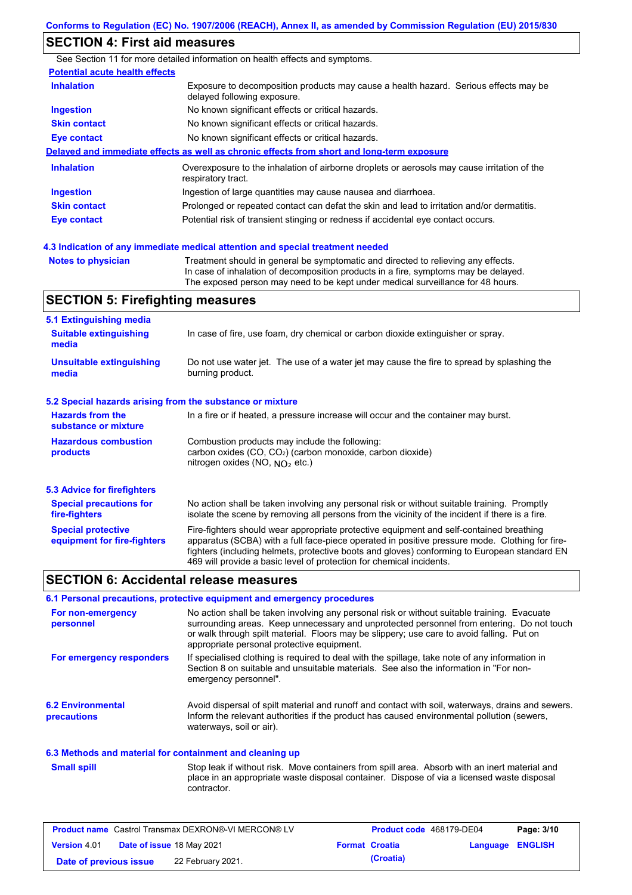## SECTION 4: First aid measures

See Section 11 for more detailed information on health effects and symptoms.

**Potential acute health effects**

| | |
|---|---|
| **Inhalation** | Exposure to decomposition products may cause a health hazard. Serious effects may be delayed following exposure. |
| **Ingestion** | No known significant effects or critical hazards. |
| **Skin contact** | No known significant effects or critical hazards. |
| **Eye contact** | No known significant effects or critical hazards. |

**Delayed and immediate effects as well as chronic effects from short and long-term exposure**

| | |
|---|---|
| **Inhalation** | Overexposure to the inhalation of airborne droplets or aerosols may cause irritation of the respiratory tract. |
| **Ingestion** | Ingestion of large quantities may cause nausea and diarrhoea. |
| **Skin contact** | Prolonged or repeated contact can defat the skin and lead to irritation and/or dermatitis. |
| **Eye contact** | Potential risk of transient stinging or redness if accidental eye contact occurs. |

### 4.3 Indication of any immediate medical attention and special treatment needed

| | |
|---|---|
| **Notes to physician** | Treatment should in general be symptomatic and directed to relieving any effects. In case of inhalation of decomposition products in a fire, symptoms may be delayed. The exposed person may need to be kept under medical surveillance for 48 hours. |

## SECTION 5: Firefighting measures

### 5.1 Extinguishing media

| | |
|---|---|
| **Suitable extinguishing media** | In case of fire, use foam, dry chemical or carbon dioxide extinguisher or spray. |
| **Unsuitable extinguishing media** | Do not use water jet. The use of a water jet may cause the fire to spread by splashing the burning product. |

### 5.2 Special hazards arising from the substance or mixture

| | |
|---|---|
| **Hazards from the substance or mixture** | In a fire or if heated, a pressure increase will occur and the container may burst. |
| **Hazardous combustion products** | Combustion products may include the following: carbon oxides ($CO$, $CO_2$) (carbon monoxide, carbon dioxide) nitrogen oxides ($NO$, $NO_2$ etc.) |

### 5.3 Advice for firefighters

| | |
|---|---|
| **Special precautions for fire-fighters** | No action shall be taken involving any personal risk or without suitable training. Promptly isolate the scene by removing all persons from the vicinity of the incident if there is a fire. |
| **Special protective equipment for fire-fighters** | Fire-fighters should wear appropriate protective equipment and self-contained breathing apparatus (SCBA) with a full face-piece operated in positive pressure mode. Clothing for fire-fighters (including helmets, protective boots and gloves) conforming to European standard EN 469 will provide a basic level of protection for chemical incidents. |

## SECTION 6: Accidental release measures

### 6.1 Personal precautions, protective equipment and emergency procedures

| | |
|---|---|
| **For non-emergency personnel** | No action shall be taken involving any personal risk or without suitable training. Evacuate surrounding areas. Keep unnecessary and unprotected personnel from entering. Do not touch or walk through spilt material. Floors may be slippery; use care to avoid falling. Put on appropriate personal protective equipment. |
| **For emergency responders** | If specialised clothing is required to deal with the spillage, take note of any information in Section 8 on suitable and unsuitable materials. See also the information in "For non-emergency personnel". |

| | |
|---|---|
| **6.2 Environmental precautions** | Avoid dispersal of spilt material and runoff and contact with soil, waterways, drains and sewers. Inform the relevant authorities if the product has caused environmental pollution (sewers, waterways, soil or air). |

### 6.3 Methods and material for containment and cleaning up

| | |
|---|---|
| **Small spill** | Stop leak if without risk. Move containers from spill area. Absorb with an inert material and place in an appropriate waste disposal container. Dispose of via a licensed waste disposal contractor. |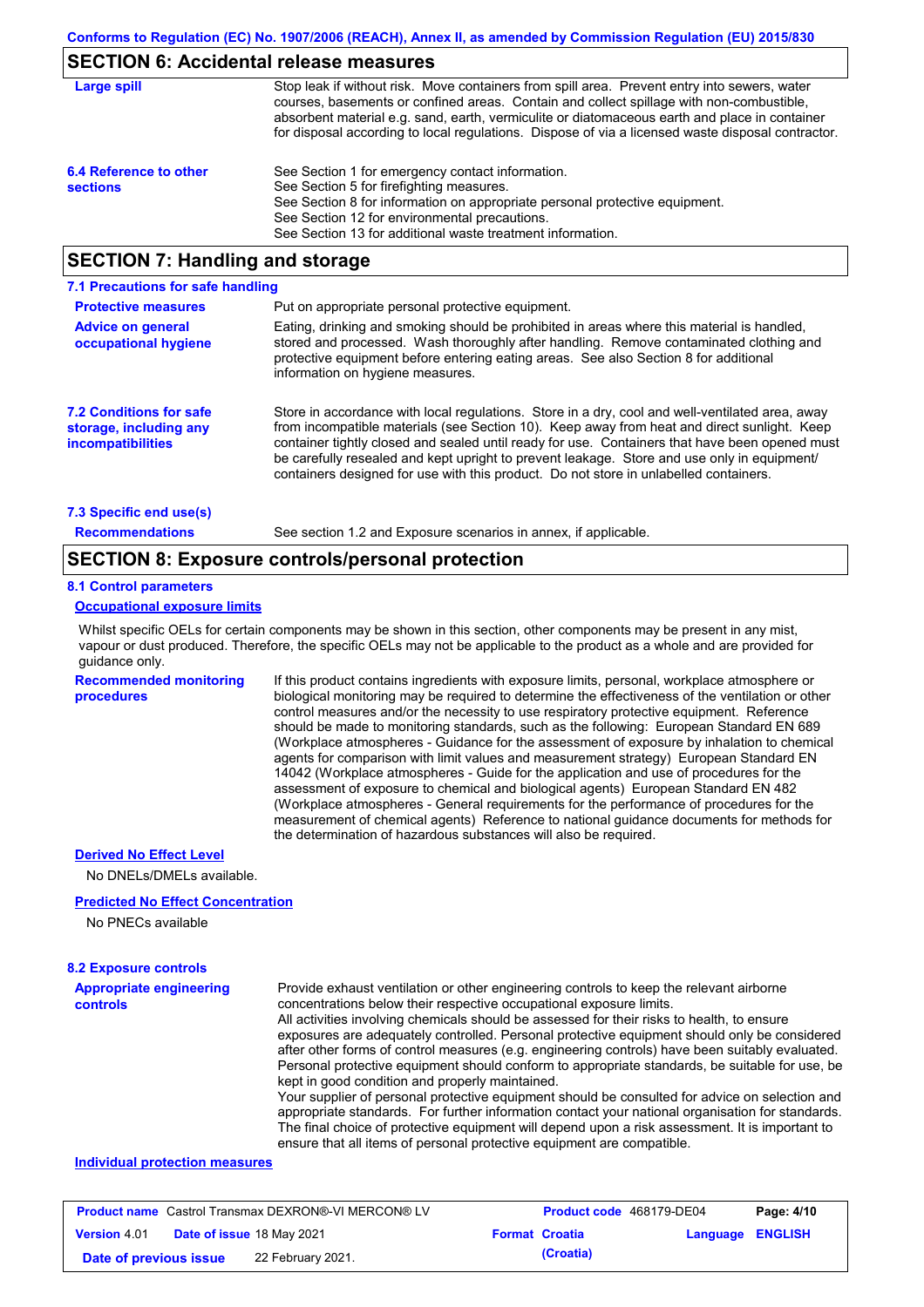## SECTION 6: Accidental release measures

| | |
|---|---|
| **Large spill** | Stop leak if without risk. Move containers from spill area. Prevent entry into sewers, water courses, basements or confined areas. Contain and collect spillage with non-combustible, absorbent material e.g. sand, earth, vermiculite or diatomaceous earth and place in container for disposal according to local regulations. Dispose of via a licensed waste disposal contractor. |
| **6.4 Reference to other sections** | See Section 1 for emergency contact information.<br>See Section 5 for firefighting measures.<br>See Section 8 for information on appropriate personal protective equipment.<br>See Section 12 for environmental precautions.<br>See Section 13 for additional waste treatment information. |

## SECTION 7: Handling and storage

### 7.1 Precautions for safe handling

| | |
|---|---|
| **Protective measures** | Put on appropriate personal protective equipment. |
| **Advice on general occupational hygiene** | Eating, drinking and smoking should be prohibited in areas where this material is handled, stored and processed. Wash thoroughly after handling. Remove contaminated clothing and protective equipment before entering eating areas. See also Section 8 for additional information on hygiene measures. |

| | |
|---|---|
| **7.2 Conditions for safe storage, including any incompatibilities** | Store in accordance with local regulations. Store in a dry, cool and well-ventilated area, away from incompatible materials (see Section 10). Keep away from heat and direct sunlight. Keep container tightly closed and sealed until ready for use. Containers that have been opened must be carefully resealed and kept upright to prevent leakage. Store and use only in equipment/ containers designed for use with this product. Do not store in unlabelled containers. |

### 7.3 Specific end use(s)

| | |
|---|---|
| **Recommendations** | See section 1.2 and Exposure scenarios in annex, if applicable. |

## SECTION 8: Exposure controls/personal protection

### 8.1 Control parameters

**Occupational exposure limits**

Whilst specific OELs for certain components may be shown in this section, other components may be present in any mist, vapour or dust produced. Therefore, the specific OELs may not be applicable to the product as a whole and are provided for guidance only.

| | |
|---|---|
| **Recommended monitoring procedures** | If this product contains ingredients with exposure limits, personal, workplace atmosphere or biological monitoring may be required to determine the effectiveness of the ventilation or other control measures and/or the necessity to use respiratory protective equipment. Reference should be made to monitoring standards, such as the following: European Standard EN 689 (Workplace atmospheres - Guidance for the assessment of exposure by inhalation to chemical agents for comparison with limit values and measurement strategy) European Standard EN 14042 (Workplace atmospheres - Guide for the application and use of procedures for the assessment of exposure to chemical and biological agents) European Standard EN 482 (Workplace atmospheres - General requirements for the performance of procedures for the measurement of chemical agents) Reference to national guidance documents for methods for the determination of hazardous substances will also be required. |

**Derived No Effect Level**

No DNELs/DMELs available.

**Predicted No Effect Concentration**

No PNECs available

### 8.2 Exposure controls

| | |
|---|---|
| **Appropriate engineering controls** | Provide exhaust ventilation or other engineering controls to keep the relevant airborne concentrations below their respective occupational exposure limits.<br>All activities involving chemicals should be assessed for their risks to health, to ensure exposures are adequately controlled. Personal protective equipment should only be considered after other forms of control measures (e.g. engineering controls) have been suitably evaluated. Personal protective equipment should conform to appropriate standards, be suitable for use, be kept in good condition and properly maintained.<br>Your supplier of personal protective equipment should be consulted for advice on selection and appropriate standards. For further information contact your national organisation for standards. The final choice of protective equipment will depend upon a risk assessment. It is important to ensure that all items of personal protective equipment are compatible. |

**Individual protection measures**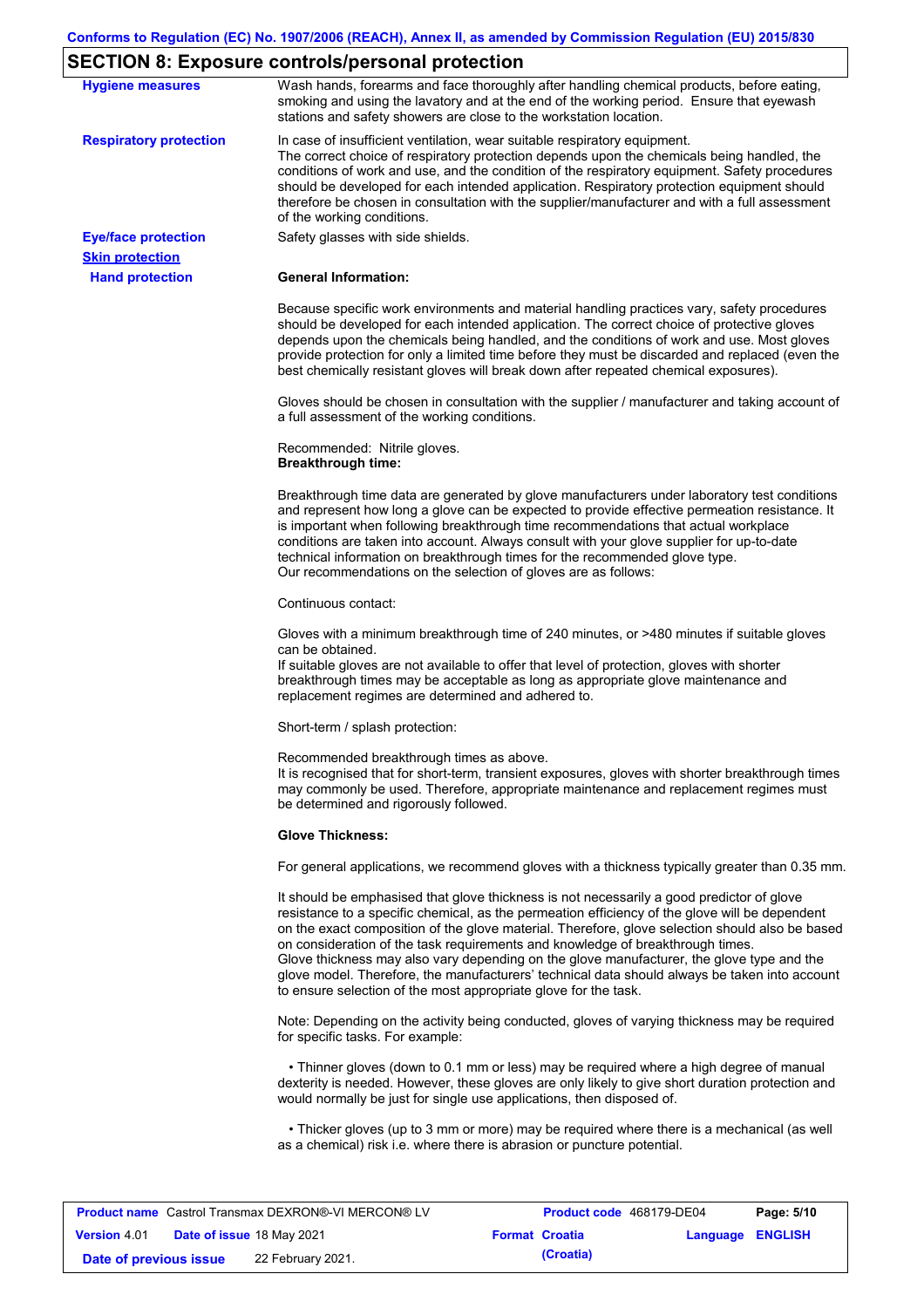## SECTION 8: Exposure controls/personal protection

**Hygiene measures**

Wash hands, forearms and face thoroughly after handling chemical products, before eating, smoking and using the lavatory and at the end of the working period. Ensure that eyewash stations and safety showers are close to the workstation location.

**Respiratory protection**

In case of insufficient ventilation, wear suitable respiratory equipment.
The correct choice of respiratory protection depends upon the chemicals being handled, the conditions of work and use, and the condition of the respiratory equipment. Safety procedures should be developed for each intended application. Respiratory protection equipment should therefore be chosen in consultation with the supplier/manufacturer and with a full assessment of the working conditions.

**Eye/face protection**

Safety glasses with side shields.

**Skin protection**

**Hand protection**

**General Information:**

Because specific work environments and material handling practices vary, safety procedures should be developed for each intended application. The correct choice of protective gloves depends upon the chemicals being handled, and the conditions of work and use. Most gloves provide protection for only a limited time before they must be discarded and replaced (even the best chemically resistant gloves will break down after repeated chemical exposures).

Gloves should be chosen in consultation with the supplier / manufacturer and taking account of a full assessment of the working conditions.

Recommended: Nitrile gloves.
**Breakthrough time:**

Breakthrough time data are generated by glove manufacturers under laboratory test conditions and represent how long a glove can be expected to provide effective permeation resistance. It is important when following breakthrough time recommendations that actual workplace conditions are taken into account. Always consult with your glove supplier for up-to-date technical information on breakthrough times for the recommended glove type.
Our recommendations on the selection of gloves are as follows:

Continuous contact:

Gloves with a minimum breakthrough time of 240 minutes, or >480 minutes if suitable gloves can be obtained.
If suitable gloves are not available to offer that level of protection, gloves with shorter breakthrough times may be acceptable as long as appropriate glove maintenance and replacement regimes are determined and adhered to.

Short-term / splash protection:

Recommended breakthrough times as above.
It is recognised that for short-term, transient exposures, gloves with shorter breakthrough times may commonly be used. Therefore, appropriate maintenance and replacement regimes must be determined and rigorously followed.

**Glove Thickness:**

For general applications, we recommend gloves with a thickness typically greater than 0.35 mm.

It should be emphasised that glove thickness is not necessarily a good predictor of glove resistance to a specific chemical, as the permeation efficiency of the glove will be dependent on the exact composition of the glove material. Therefore, glove selection should also be based on consideration of the task requirements and knowledge of breakthrough times.
Glove thickness may also vary depending on the glove manufacturer, the glove type and the glove model. Therefore, the manufacturers' technical data should always be taken into account to ensure selection of the most appropriate glove for the task.

Note: Depending on the activity being conducted, gloves of varying thickness may be required for specific tasks. For example:

• Thinner gloves (down to 0.1 mm or less) may be required where a high degree of manual dexterity is needed. However, these gloves are only likely to give short duration protection and would normally be just for single use applications, then disposed of.

• Thicker gloves (up to 3 mm or more) may be required where there is a mechanical (as well as a chemical) risk i.e. where there is abrasion or puncture potential.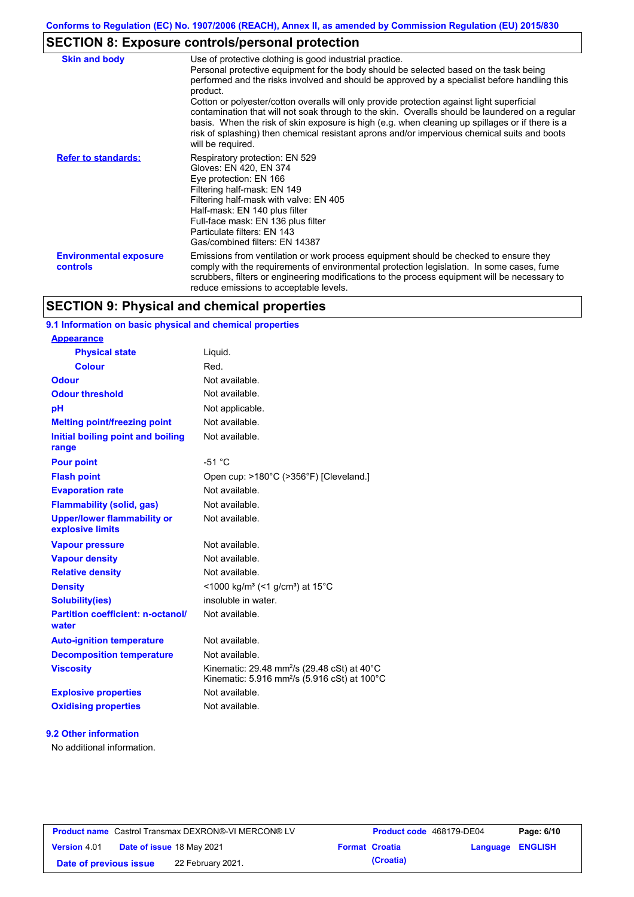## SECTION 8: Exposure controls/personal protection

| | |
|---|---|
| **Skin and body** | Use of protective clothing is good industrial practice. Personal protective equipment for the body should be selected based on the task being performed and the risks involved and should be approved by a specialist before handling this product. Cotton or polyester/cotton overalls will only provide protection against light superficial contamination that will not soak through to the skin. Overalls should be laundered on a regular basis. When the risk of skin exposure is high (e.g. when cleaning up spillages or if there is a risk of splashing) then chemical resistant aprons and/or impervious chemical suits and boots will be required. |
| **Refer to standards:** | Respiratory protection: EN 529<br>Gloves: EN 420, EN 374<br>Eye protection: EN 166<br>Filtering half-mask: EN 149<br>Filtering half-mask with valve: EN 405<br>Half-mask: EN 140 plus filter<br>Full-face mask: EN 136 plus filter<br>Particulate filters: EN 143<br>Gas/combined filters: EN 14387 |
| **Environmental exposure controls** | Emissions from ventilation or work process equipment should be checked to ensure they comply with the requirements of environmental protection legislation. In some cases, fume scrubbers, filters or engineering modifications to the process equipment will be necessary to reduce emissions to acceptable levels. |

## SECTION 9: Physical and chemical properties

### 9.1 Information on basic physical and chemical properties

| | |
|---|---|
| **Appearance** | |
| **Physical state** | Liquid. |
| **Colour** | Red. |
| **Odour** | Not available. |
| **Odour threshold** | Not available. |
| **pH** | Not applicable. |
| **Melting point/freezing point** | Not available. |
| **Initial boiling point and boiling range** | Not available. |
| **Pour point** | -51 °C |
| **Flash point** | Open cup: >180°C (>356°F) [Cleveland.] |
| **Evaporation rate** | Not available. |
| **Flammability (solid, gas)** | Not available. |
| **Upper/lower flammability or explosive limits** | Not available. |
| **Vapour pressure** | Not available. |
| **Vapour density** | Not available. |
| **Relative density** | Not available. |
| **Density** | <1000 kg/m³ (<1 g/cm³) at 15°C |
| **Solubility(ies)** | insoluble in water. |
| **Partition coefficient: n-octanol/water** | Not available. |
| **Auto-ignition temperature** | Not available. |
| **Decomposition temperature** | Not available. |
| **Viscosity** | Kinematic: 29.48 mm²/s (29.48 cSt) at 40°C<br>Kinematic: 5.916 mm²/s (5.916 cSt) at 100°C |
| **Explosive properties** | Not available. |
| **Oxidising properties** | Not available. |

### 9.2 Other information

No additional information.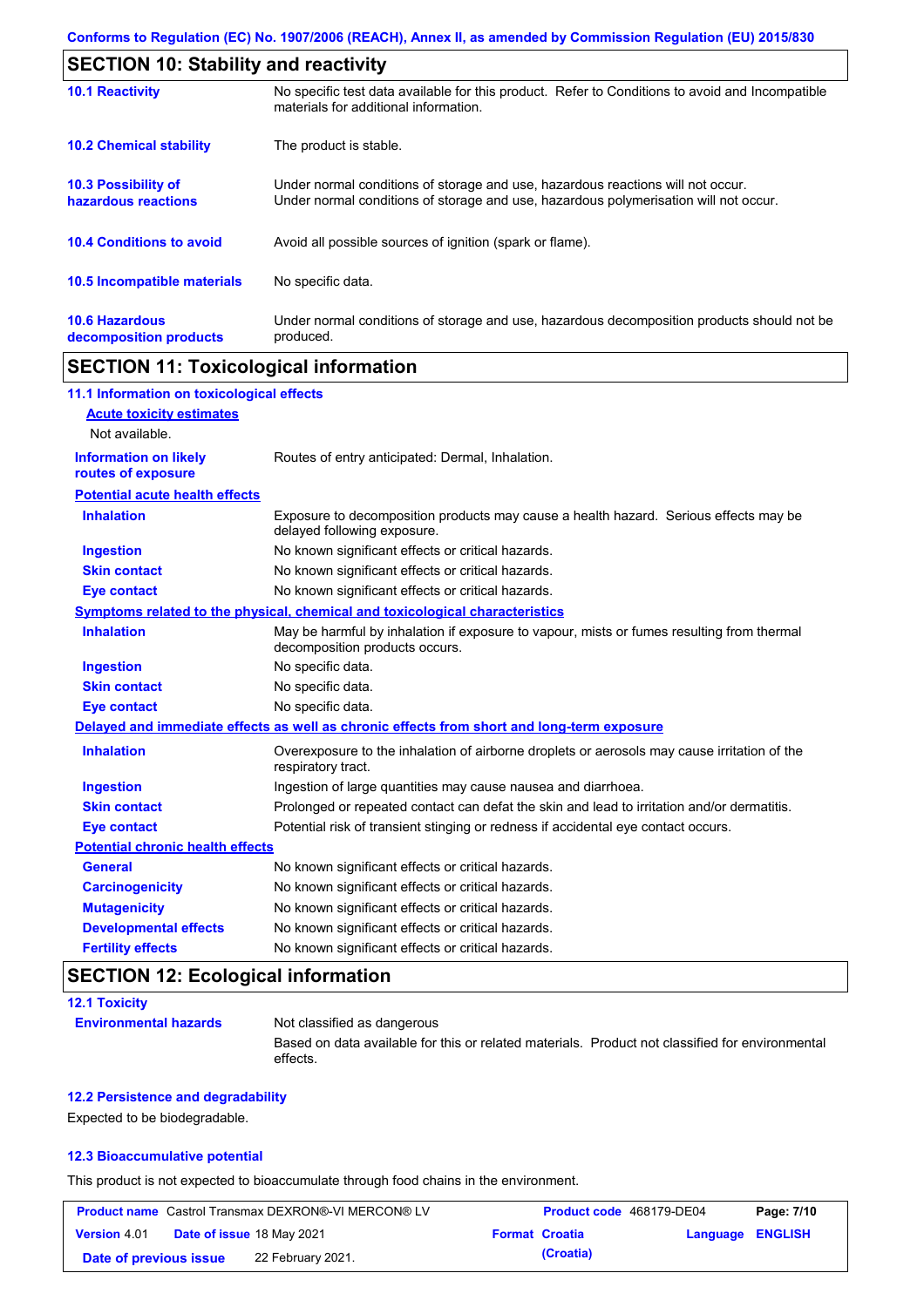## SECTION 10: Stability and reactivity

| | |
|---|---|
| **10.1 Reactivity** | No specific test data available for this product. Refer to Conditions to avoid and Incompatible materials for additional information. |
| **10.2 Chemical stability** | The product is stable. |
| **10.3 Possibility of hazardous reactions** | Under normal conditions of storage and use, hazardous reactions will not occur. Under normal conditions of storage and use, hazardous polymerisation will not occur. |
| **10.4 Conditions to avoid** | Avoid all possible sources of ignition (spark or flame). |
| **10.5 Incompatible materials** | No specific data. |
| **10.6 Hazardous decomposition products** | Under normal conditions of storage and use, hazardous decomposition products should not be produced. |

## SECTION 11: Toxicological information

### 11.1 Information on toxicological effects

**Acute toxicity estimates**

Not available.

**Information on likely routes of exposure**: Routes of entry anticipated: Dermal, Inhalation.

**Potential acute health effects**

| | |
|---|---|
| **Inhalation** | Exposure to decomposition products may cause a health hazard. Serious effects may be delayed following exposure. |
| **Ingestion** | No known significant effects or critical hazards. |
| **Skin contact** | No known significant effects or critical hazards. |
| **Eye contact** | No known significant effects or critical hazards. |

**Symptoms related to the physical, chemical and toxicological characteristics**

| | |
|---|---|
| **Inhalation** | May be harmful by inhalation if exposure to vapour, mists or fumes resulting from thermal decomposition products occurs. |
| **Ingestion** | No specific data. |
| **Skin contact** | No specific data. |
| **Eye contact** | No specific data. |

**Delayed and immediate effects as well as chronic effects from short and long-term exposure**

| | |
|---|---|
| **Inhalation** | Overexposure to the inhalation of airborne droplets or aerosols may cause irritation of the respiratory tract. |
| **Ingestion** | Ingestion of large quantities may cause nausea and diarrhoea. |
| **Skin contact** | Prolonged or repeated contact can defat the skin and lead to irritation and/or dermatitis. |
| **Eye contact** | Potential risk of transient stinging or redness if accidental eye contact occurs. |

**Potential chronic health effects**

| | |
|---|---|
| **General** | No known significant effects or critical hazards. |
| **Carcinogenicity** | No known significant effects or critical hazards. |
| **Mutagenicity** | No known significant effects or critical hazards. |
| **Developmental effects** | No known significant effects or critical hazards. |
| **Fertility effects** | No known significant effects or critical hazards. |

## SECTION 12: Ecological information

### 12.1 Toxicity

**Environmental hazards**: Not classified as dangerous

Based on data available for this or related materials. Product not classified for environmental effects.

### 12.2 Persistence and degradability

Expected to be biodegradable.

### 12.3 Bioaccumulative potential

This product is not expected to bioaccumulate through food chains in the environment.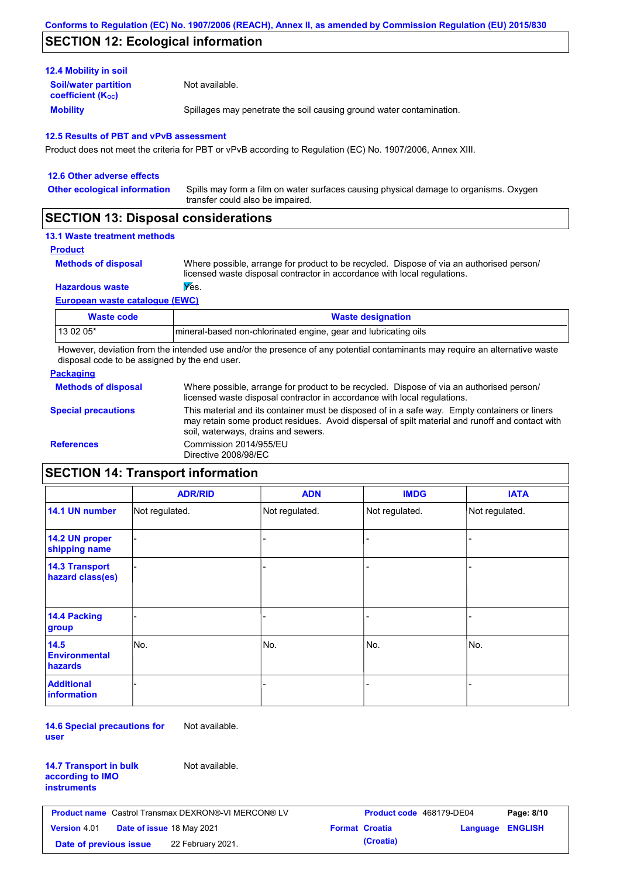## SECTION 12: Ecological information

### 12.4 Mobility in soil

**Soil/water partition coefficient ($K_{OC}$)**: Not available.

**Mobility**: Spillages may penetrate the soil causing ground water contamination.

### 12.5 Results of PBT and vPvB assessment

Product does not meet the criteria for PBT or vPvB according to Regulation (EC) No. 1907/2006, Annex XIII.

### 12.6 Other adverse effects

**Other ecological information**: Spills may form a film on water surfaces causing physical damage to organisms. Oxygen transfer could also be impaired.

## SECTION 13: Disposal considerations

### 13.1 Waste treatment methods

**Product**

**Methods of disposal**: Where possible, arrange for product to be recycled. Dispose of via an authorised person/ licensed waste disposal contractor in accordance with local regulations.

**Hazardous waste**: Yes.

**European waste catalogue (EWC)**

| Waste code | Waste designation |
|---|---|
| 13 02 05* | mineral-based non-chlorinated engine, gear and lubricating oils |

However, deviation from the intended use and/or the presence of any potential contaminants may require an alternative waste disposal code to be assigned by the end user.

**Packaging**

**Methods of disposal**: Where possible, arrange for product to be recycled. Dispose of via an authorised person/ licensed waste disposal contractor in accordance with local regulations.

**Special precautions**: This material and its container must be disposed of in a safe way. Empty containers or liners may retain some product residues. Avoid dispersal of spilt material and runoff and contact with soil, waterways, drains and sewers.

**References**: Commission 2014/955/EU
Directive 2008/98/EC

## SECTION 14: Transport information

| | ADR/RID | ADN | IMDG | IATA |
|---|---|---|---|---|
| 14.1 UN number | Not regulated. | Not regulated. | Not regulated. | Not regulated. |
| 14.2 UN proper shipping name | - | - | - | - |
| 14.3 Transport hazard class(es) | - | - | - | - |
| 14.4 Packing group | - | - | - | - |
| 14.5 Environmental hazards | No. | No. | No. | No. |
| Additional information | - | - | - | - |

**14.6 Special precautions for user**: Not available.

**14.7 Transport in bulk according to IMO instruments**: Not available.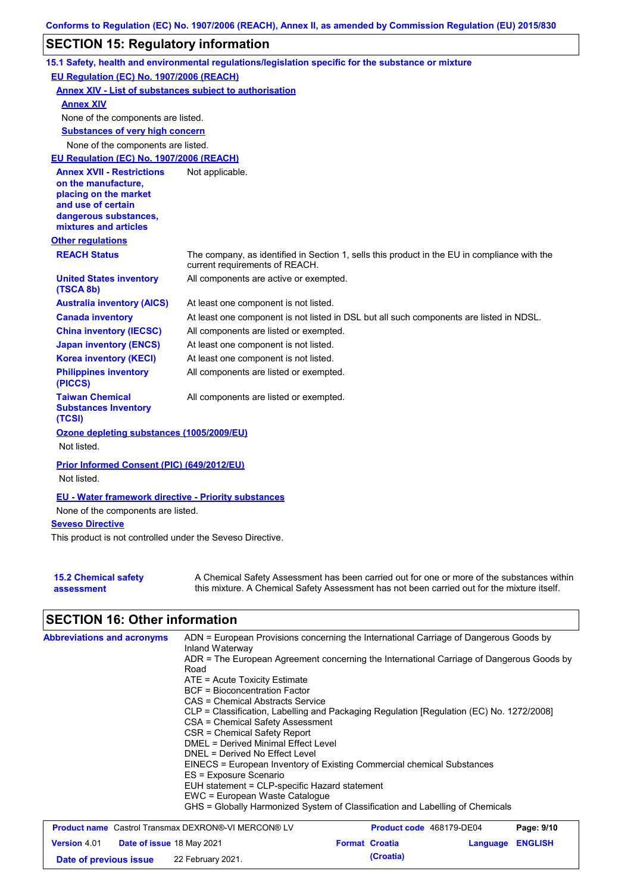Conforms to Regulation (EC) No. 1907/2006 (REACH), Annex II, as amended by Commission Regulation (EU) 2015/830

## SECTION 15: Regulatory information

### 15.1 Safety, health and environmental regulations/legislation specific for the substance or mixture

**EU Regulation (EC) No. 1907/2006 (REACH)**

**Annex XIV - List of substances subject to authorisation**

**Annex XIV**

None of the components are listed.

**Substances of very high concern**

None of the components are listed.

**EU Regulation (EC) No. 1907/2006 (REACH)**

| | |
|---|---|
| **Annex XVII - Restrictions on the manufacture, placing on the market and use of certain dangerous substances, mixtures and articles** | Not applicable. |

**Other regulations**

| | |
|---|---|
| **REACH Status** | The company, as identified in Section 1, sells this product in the EU in compliance with the current requirements of REACH. |
| **United States inventory (TSCA 8b)** | All components are active or exempted. |
| **Australia inventory (AICS)** | At least one component is not listed. |
| **Canada inventory** | At least one component is not listed in DSL but all such components are listed in NDSL. |
| **China inventory (IECSC)** | All components are listed or exempted. |
| **Japan inventory (ENCS)** | At least one component is not listed. |
| **Korea inventory (KECI)** | At least one component is not listed. |
| **Philippines inventory (PICCS)** | All components are listed or exempted. |
| **Taiwan Chemical Substances Inventory (TCSI)** | All components are listed or exempted. |

**Ozone depleting substances (1005/2009/EU)**

Not listed.

**Prior Informed Consent (PIC) (649/2012/EU)**

Not listed.

**EU - Water framework directive - Priority substances**

None of the components are listed.

**Seveso Directive**

This product is not controlled under the Seveso Directive.

| | |
|---|---|
| **15.2 Chemical safety assessment** | A Chemical Safety Assessment has been carried out for one or more of the substances within this mixture. A Chemical Safety Assessment has not been carried out for the mixture itself. |

## SECTION 16: Other information

**Abbreviations and acronyms**

ADN = European Provisions concerning the International Carriage of Dangerous Goods by Inland Waterway
ADR = The European Agreement concerning the International Carriage of Dangerous Goods by Road
ATE = Acute Toxicity Estimate
BCF = Bioconcentration Factor
CAS = Chemical Abstracts Service
CLP = Classification, Labelling and Packaging Regulation [Regulation (EC) No. 1272/2008]
CSA = Chemical Safety Assessment
CSR = Chemical Safety Report
DMEL = Derived Minimal Effect Level
DNEL = Derived No Effect Level
EINECS = European Inventory of Existing Commercial chemical Substances
ES = Exposure Scenario
EUH statement = CLP-specific Hazard statement
EWC = European Waste Catalogue
GHS = Globally Harmonized System of Classification and Labelling of Chemicals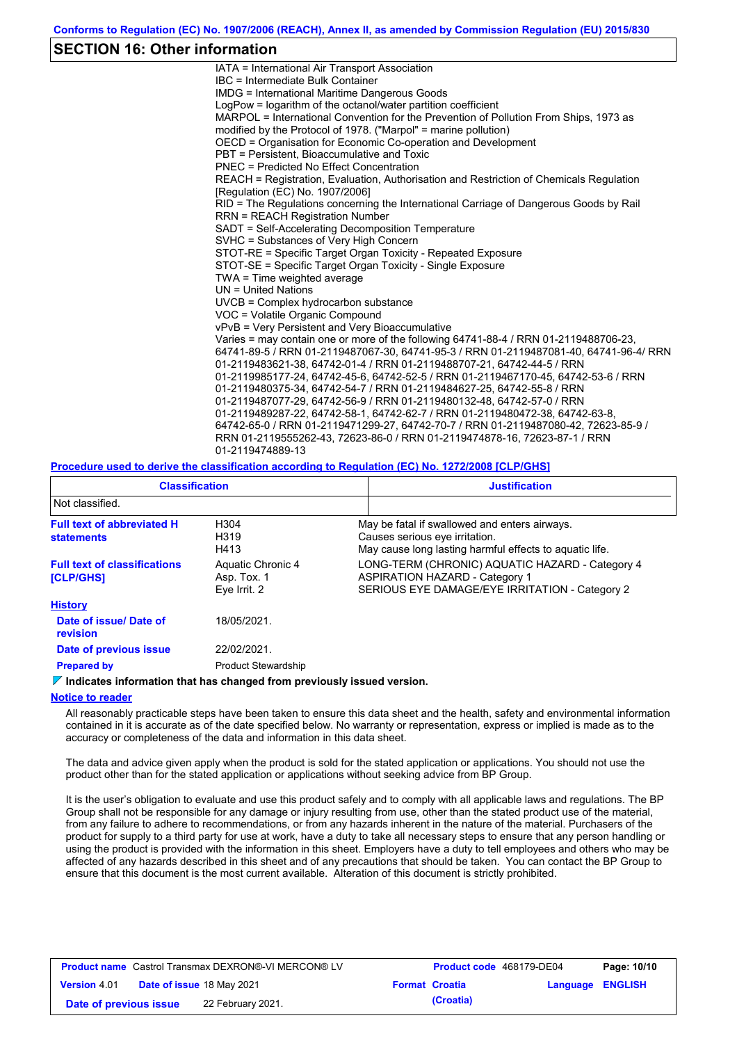## SECTION 16: Other information

IATA = International Air Transport Association
IBC = Intermediate Bulk Container
IMDG = International Maritime Dangerous Goods
LogPow = logarithm of the octanol/water partition coefficient
MARPOL = International Convention for the Prevention of Pollution From Ships, 1973 as modified by the Protocol of 1978. ("Marpol" = marine pollution)
OECD = Organisation for Economic Co-operation and Development
PBT = Persistent, Bioaccumulative and Toxic
PNEC = Predicted No Effect Concentration
REACH = Registration, Evaluation, Authorisation and Restriction of Chemicals Regulation [Regulation (EC) No. 1907/2006]
RID = The Regulations concerning the International Carriage of Dangerous Goods by Rail
RRN = REACH Registration Number
SADT = Self-Accelerating Decomposition Temperature
SVHC = Substances of Very High Concern
STOT-RE = Specific Target Organ Toxicity - Repeated Exposure
STOT-SE = Specific Target Organ Toxicity - Single Exposure
TWA = Time weighted average
UN = United Nations
UVCB = Complex hydrocarbon substance
VOC = Volatile Organic Compound
vPvB = Very Persistent and Very Bioaccumulative
Varies = may contain one or more of the following 64741-88-4 / RRN 01-2119488706-23, 64741-89-5 / RRN 01-2119487067-30, 64741-95-3 / RRN 01-2119487081-40, 64741-96-4/ RRN 01-2119483621-38, 64742-01-4 / RRN 01-2119488707-21, 64742-44-5 / RRN 01-2119985177-24, 64742-45-6, 64742-52-5 / RRN 01-2119467170-45, 64742-53-6 / RRN 01-2119480375-34, 64742-54-7 / RRN 01-2119484627-25, 64742-55-8 / RRN 01-2119487077-29, 64742-56-9 / RRN 01-2119480132-48, 64742-57-0 / RRN 01-2119489287-22, 64742-58-1, 64742-62-7 / RRN 01-2119480472-38, 64742-63-8, 64742-65-0 / RRN 01-2119471299-27, 64742-70-7 / RRN 01-2119487080-42, 72623-85-9 / RRN 01-2119555262-43, 72623-86-0 / RRN 01-2119474878-16, 72623-87-1 / RRN 01-2119474889-13

**Procedure used to derive the classification according to Regulation (EC) No. 1272/2008 [CLP/GHS]**

| Classification | Justification |
|---|---|
| Not classified. | |

**Full text of abbreviated H statements**

| | |
|---|---|
| H304 | May be fatal if swallowed and enters airways. |
| H319 | Causes serious eye irritation. |
| H413 | May cause long lasting harmful effects to aquatic life. |

**Full text of classifications [CLP/GHS]**

| | |
|---|---|
| Aquatic Chronic 4 | LONG-TERM (CHRONIC) AQUATIC HAZARD - Category 4 |
| Asp. Tox. 1 | ASPIRATION HAZARD - Category 1 |
| Eye Irrit. 2 | SERIOUS EYE DAMAGE/EYE IRRITATION - Category 2 |

**History**

**Date of issue/ Date of revision**: 18/05/2021.

**Date of previous issue**: 22/02/2021.

**Prepared by**: Product Stewardship

**Indicates information that has changed from previously issued version.**

**Notice to reader**

All reasonably practicable steps have been taken to ensure this data sheet and the health, safety and environmental information contained in it is accurate as of the date specified below. No warranty or representation, express or implied is made as to the accuracy or completeness of the data and information in this data sheet.

The data and advice given apply when the product is sold for the stated application or applications. You should not use the product other than for the stated application or applications without seeking advice from BP Group.

It is the user's obligation to evaluate and use this product safely and to comply with all applicable laws and regulations. The BP Group shall not be responsible for any damage or injury resulting from use, other than the stated product use of the material, from any failure to adhere to recommendations, or from any hazards inherent in the nature of the material. Purchasers of the product for supply to a third party for use at work, have a duty to take all necessary steps to ensure that any person handling or using the product is provided with the information in this sheet. Employers have a duty to tell employees and others who may be affected of any hazards described in this sheet and of any precautions that should be taken. You can contact the BP Group to ensure that this document is the most current available. Alteration of this document is strictly prohibited.